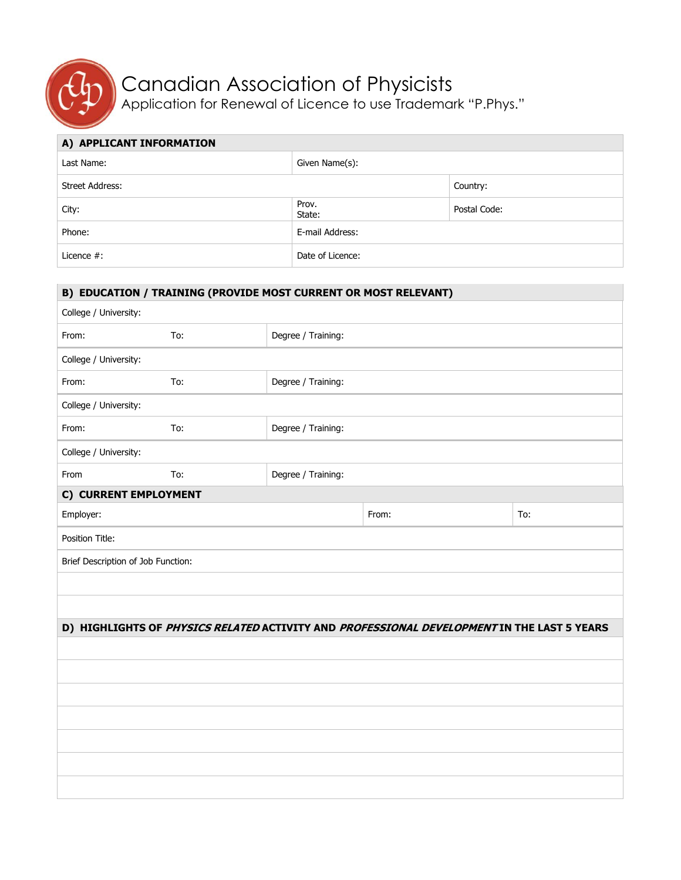# Canadian Association of Physicists

Application for Renewal of Licence to use Trademark "P.Phys."

## A) APPLICANT INFORMATION

| Last Name: | Given Name(s): | |
|---|---|---|
| Street Address: | | Country: |
| City: | Prov. State: | Postal Code: |
| Phone: | E-mail Address: | |
| Licence #: | Date of Licence: | |

## B) EDUCATION / TRAINING (PROVIDE MOST CURRENT OR MOST RELEVANT)

| College / University: | | |
|---|---|---|
| From: | To: | Degree / Training: |
| College / University: | | |
| From: | To: | Degree / Training: |
| College / University: | | |
| From: | To: | Degree / Training: |
| College / University: | | |
| From | To: | Degree / Training: |

## C) CURRENT EMPLOYMENT

| Employer: | From: | To: |
|---|---|---|
| Position Title: | | |
| Brief Description of Job Function: | | |
| | | |
| | | |

## D) HIGHLIGHTS OF *PHYSICS RELATED* ACTIVITY AND *PROFESSIONAL DEVELOPMENT* IN THE LAST 5 YEARS

| |
|---|
| |
| |
| |
| |
| |
| |
| |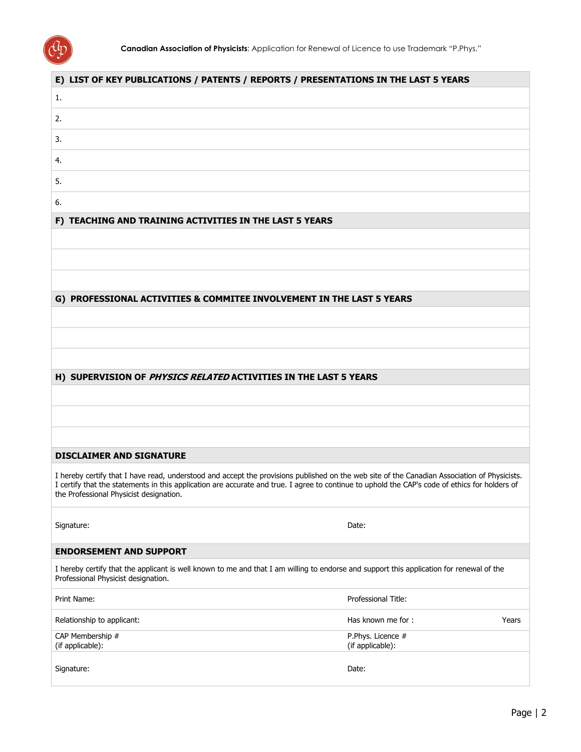## E) LIST OF KEY PUBLICATIONS / PATENTS / REPORTS / PRESENTATIONS IN THE LAST 5 YEARS

1.
2.
3.
4.
5.
6.

## F) TEACHING AND TRAINING ACTIVITIES IN THE LAST 5 YEARS

## G) PROFESSIONAL ACTIVITIES & COMMITEE INVOLVEMENT IN THE LAST 5 YEARS

## H) SUPERVISION OF *PHYSICS RELATED* ACTIVITIES IN THE LAST 5 YEARS

## DISCLAIMER AND SIGNATURE

I hereby certify that I have read, understood and accept the provisions published on the web site of the Canadian Association of Physicists. I certify that the statements in this application are accurate and true. I agree to continue to uphold the CAP's code of ethics for holders of the Professional Physicist designation.

| | |
|---|---|
| Signature: | Date: |

## ENDORSEMENT AND SUPPORT

I hereby certify that the applicant is well known to me and that I am willing to endorse and support this application for renewal of the Professional Physicist designation.

| | | |
|---|---|---|
| Print Name: | Professional Title: | |
| Relationship to applicant: | Has known me for : | Years |
| CAP Membership # (if applicable): | P.Phys. Licence # (if applicable): | |
| Signature: | Date: | |